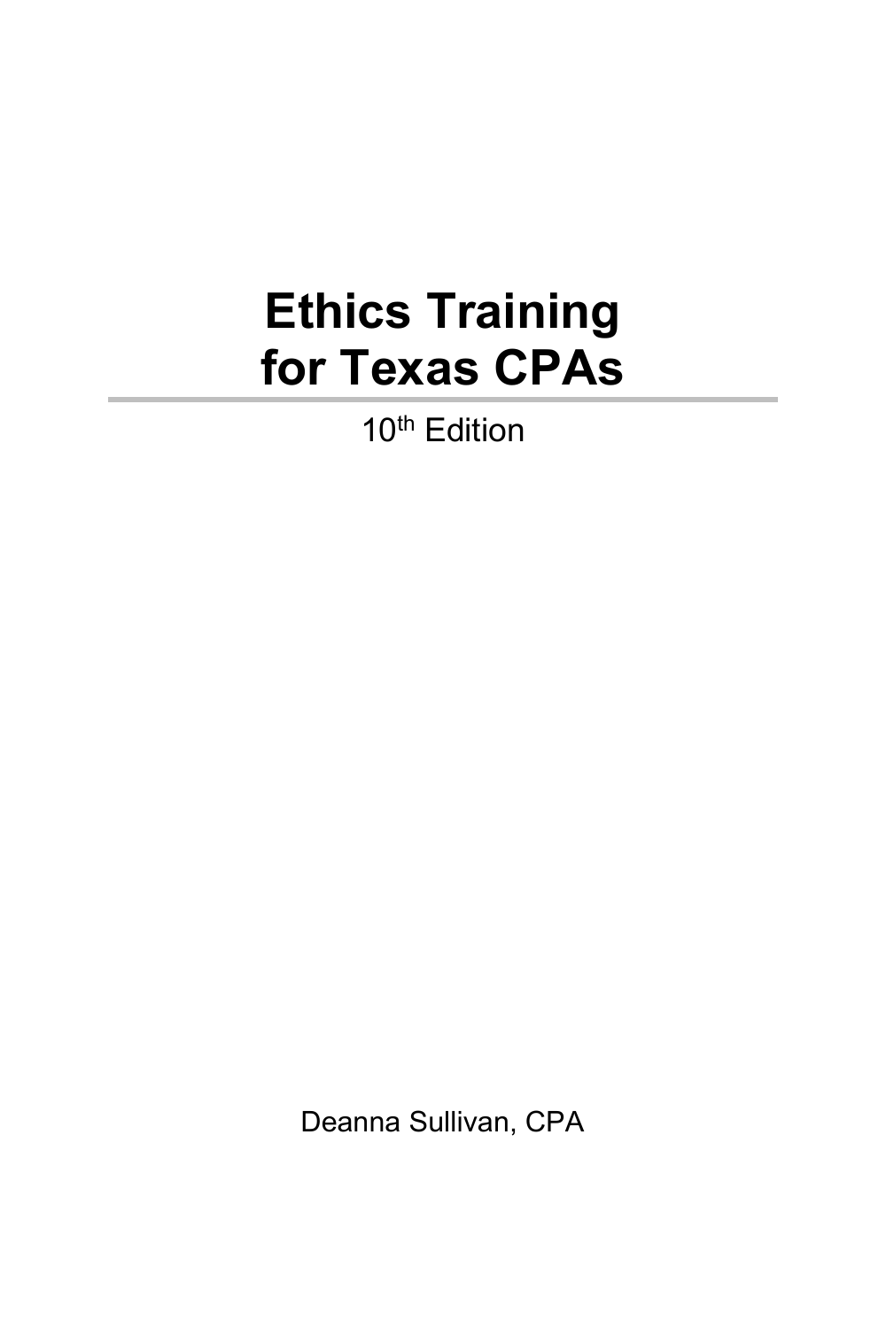# Ethics Training for Texas CPAs

10th Edition

Deanna Sullivan, CPA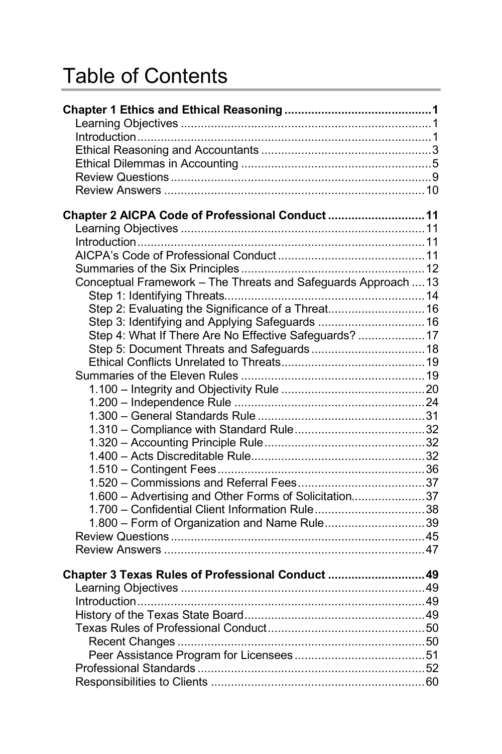# Table of Contents

**Chapter 1 Ethics and Ethical Reasoning ........................................... 1**
- Learning Objectives ........................................... 1
- Introduction ........................................... 1
- Ethical Reasoning and Accountants ........................................... 3
- Ethical Dilemmas in Accounting ........................................... 5
- Review Questions ........................................... 9
- Review Answers ........................................... 10

**Chapter 2 AICPA Code of Professional Conduct ........................................... 11**
- Learning Objectives ........................................... 11
- Introduction ........................................... 11
- AICPA's Code of Professional Conduct ........................................... 11
- Summaries of the Six Principles ........................................... 12
- Conceptual Framework – The Threats and Safeguards Approach .... 13
  - Step 1: Identifying Threats ........................................... 14
  - Step 2: Evaluating the Significance of a Threat ........................................... 16
  - Step 3: Identifying and Applying Safeguards ........................................... 16
  - Step 4: What If There Are No Effective Safeguards? ........................................... 17
  - Step 5: Document Threats and Safeguards ........................................... 18
  - Ethical Conflicts Unrelated to Threats ........................................... 19
- Summaries of the Eleven Rules ........................................... 19
  - 1.100 – Integrity and Objectivity Rule ........................................... 20
  - 1.200 – Independence Rule ........................................... 24
  - 1.300 – General Standards Rule ........................................... 31
  - 1.310 – Compliance with Standard Rule ........................................... 32
  - 1.320 – Accounting Principle Rule ........................................... 32
  - 1.400 – Acts Discreditable Rule ........................................... 32
  - 1.510 – Contingent Fees ........................................... 36
  - 1.520 – Commissions and Referral Fees ........................................... 37
  - 1.600 – Advertising and Other Forms of Solicitation ........................................... 37
  - 1.700 – Confidential Client Information Rule ........................................... 38
  - 1.800 – Form of Organization and Name Rule ........................................... 39
- Review Questions ........................................... 45
- Review Answers ........................................... 47

**Chapter 3 Texas Rules of Professional Conduct ........................................... 49**
- Learning Objectives ........................................... 49
- Introduction ........................................... 49
- History of the Texas State Board ........................................... 49
- Texas Rules of Professional Conduct ........................................... 50
  - Recent Changes ........................................... 50
  - Peer Assistance Program for Licensees ........................................... 51
- Professional Standards ........................................... 52
- Responsibilities to Clients ........................................... 60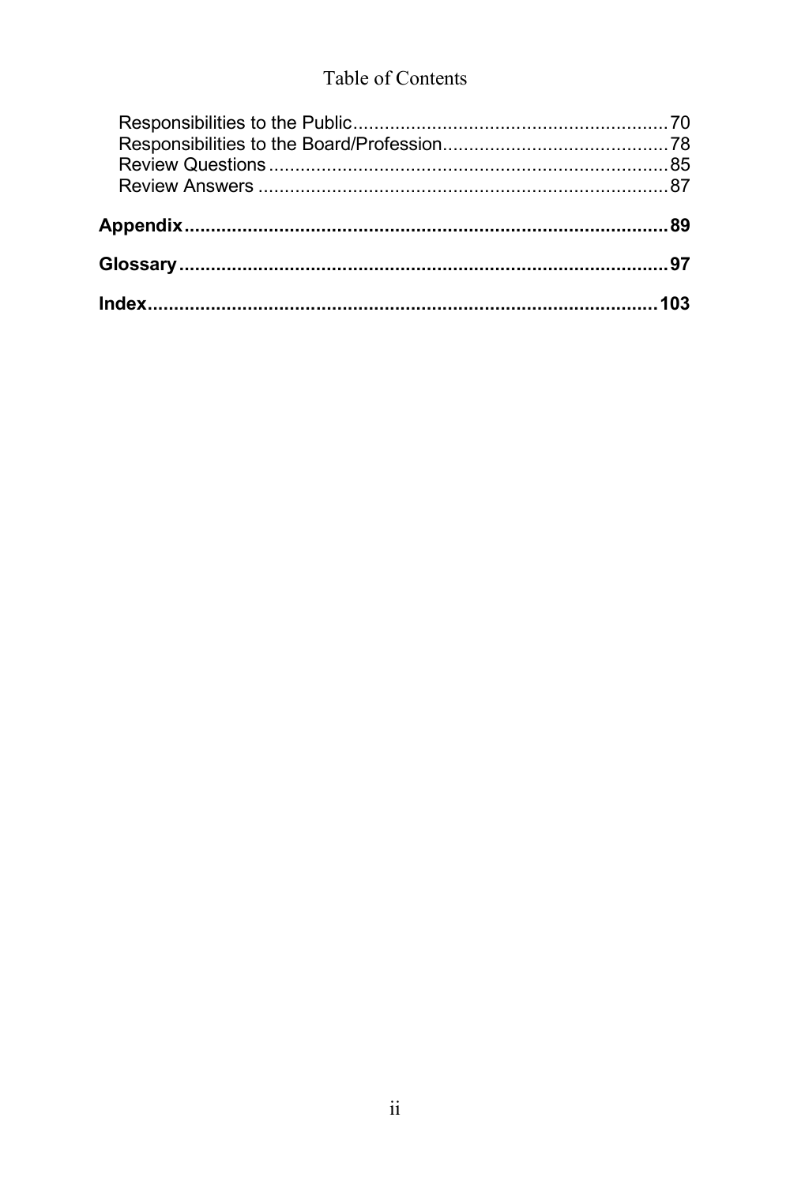Table of Contents

- Responsibilities to the Public ........ 70
- Responsibilities to the Board/Profession ........ 78
- Review Questions ........ 85
- Review Answers ........ 87

**Appendix ........ 89**

**Glossary ........ 97**

**Index ........ 103**